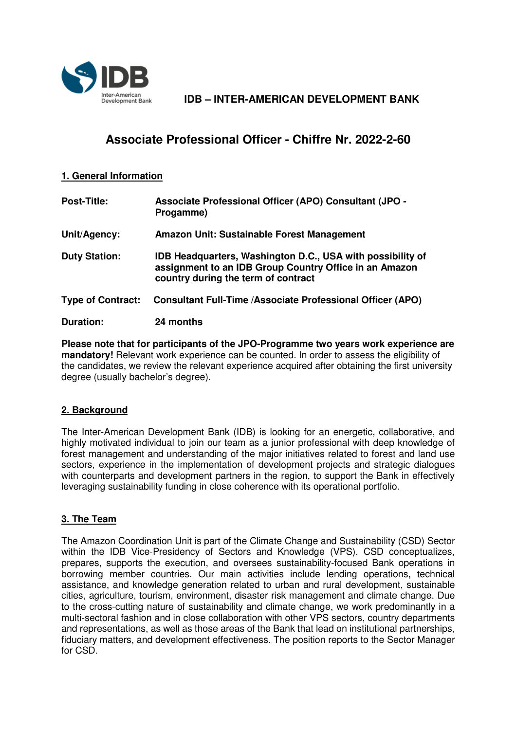**IDB – INTER-AMERICAN DEVELOPMENT BANK**

# Associate Professional Officer - Chiffre Nr. 2022-2-60

## 1. General Information

| | |
|---|---|
| **Post-Title:** | **Associate Professional Officer (APO) Consultant (JPO - Progamme)** |
| **Unit/Agency:** | **Amazon Unit: Sustainable Forest Management** |
| **Duty Station:** | **IDB Headquarters, Washington D.C., USA with possibility of assignment to an IDB Group Country Office in an Amazon country during the term of contract** |
| **Type of Contract:** | **Consultant Full-Time /Associate Professional Officer (APO)** |
| **Duration:** | **24 months** |

**Please note that for participants of the JPO-Programme two years work experience are mandatory!** Relevant work experience can be counted. In order to assess the eligibility of the candidates, we review the relevant experience acquired after obtaining the first university degree (usually bachelor's degree).

## 2. Background

The Inter-American Development Bank (IDB) is looking for an energetic, collaborative, and highly motivated individual to join our team as a junior professional with deep knowledge of forest management and understanding of the major initiatives related to forest and land use sectors, experience in the implementation of development projects and strategic dialogues with counterparts and development partners in the region, to support the Bank in effectively leveraging sustainability funding in close coherence with its operational portfolio.

## 3. The Team

The Amazon Coordination Unit is part of the Climate Change and Sustainability (CSD) Sector within the IDB Vice-Presidency of Sectors and Knowledge (VPS). CSD conceptualizes, prepares, supports the execution, and oversees sustainability-focused Bank operations in borrowing member countries. Our main activities include lending operations, technical assistance, and knowledge generation related to urban and rural development, sustainable cities, agriculture, tourism, environment, disaster risk management and climate change. Due to the cross-cutting nature of sustainability and climate change, we work predominantly in a multi-sectoral fashion and in close collaboration with other VPS sectors, country departments and representations, as well as those areas of the Bank that lead on institutional partnerships, fiduciary matters, and development effectiveness. The position reports to the Sector Manager for CSD.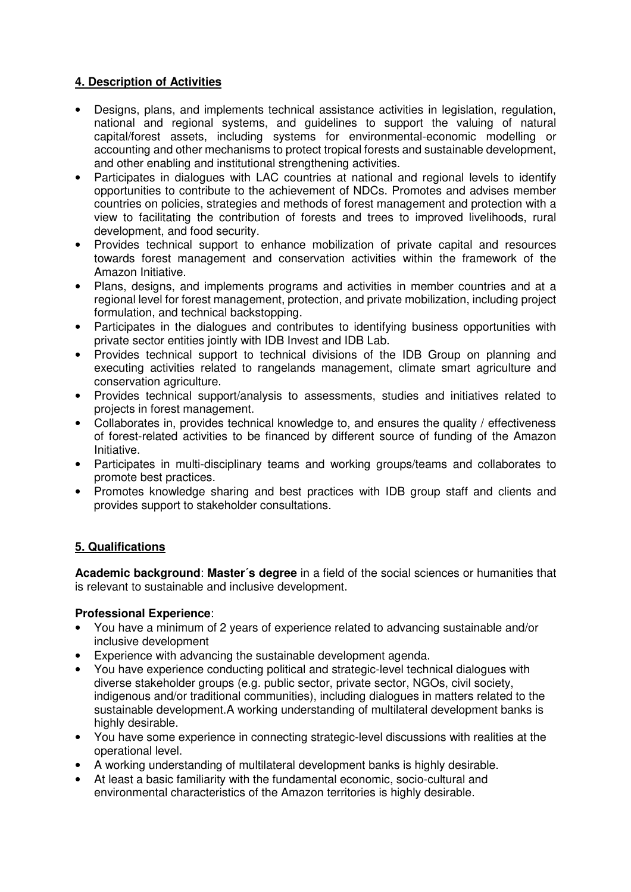## 4. Description of Activities

- Designs, plans, and implements technical assistance activities in legislation, regulation, national and regional systems, and guidelines to support the valuing of natural capital/forest assets, including systems for environmental-economic modelling or accounting and other mechanisms to protect tropical forests and sustainable development, and other enabling and institutional strengthening activities.
- Participates in dialogues with LAC countries at national and regional levels to identify opportunities to contribute to the achievement of NDCs. Promotes and advises member countries on policies, strategies and methods of forest management and protection with a view to facilitating the contribution of forests and trees to improved livelihoods, rural development, and food security.
- Provides technical support to enhance mobilization of private capital and resources towards forest management and conservation activities within the framework of the Amazon Initiative.
- Plans, designs, and implements programs and activities in member countries and at a regional level for forest management, protection, and private mobilization, including project formulation, and technical backstopping.
- Participates in the dialogues and contributes to identifying business opportunities with private sector entities jointly with IDB Invest and IDB Lab.
- Provides technical support to technical divisions of the IDB Group on planning and executing activities related to rangelands management, climate smart agriculture and conservation agriculture.
- Provides technical support/analysis to assessments, studies and initiatives related to projects in forest management.
- Collaborates in, provides technical knowledge to, and ensures the quality / effectiveness of forest-related activities to be financed by different source of funding of the Amazon Initiative.
- Participates in multi-disciplinary teams and working groups/teams and collaborates to promote best practices.
- Promotes knowledge sharing and best practices with IDB group staff and clients and provides support to stakeholder consultations.

## 5. Qualifications

**Academic background**: **Master´s degree** in a field of the social sciences or humanities that is relevant to sustainable and inclusive development.

**Professional Experience**:

- You have a minimum of 2 years of experience related to advancing sustainable and/or inclusive development
- Experience with advancing the sustainable development agenda.
- You have experience conducting political and strategic-level technical dialogues with diverse stakeholder groups (e.g. public sector, private sector, NGOs, civil society, indigenous and/or traditional communities), including dialogues in matters related to the sustainable development.A working understanding of multilateral development banks is highly desirable.
- You have some experience in connecting strategic-level discussions with realities at the operational level.
- A working understanding of multilateral development banks is highly desirable.
- At least a basic familiarity with the fundamental economic, socio-cultural and environmental characteristics of the Amazon territories is highly desirable.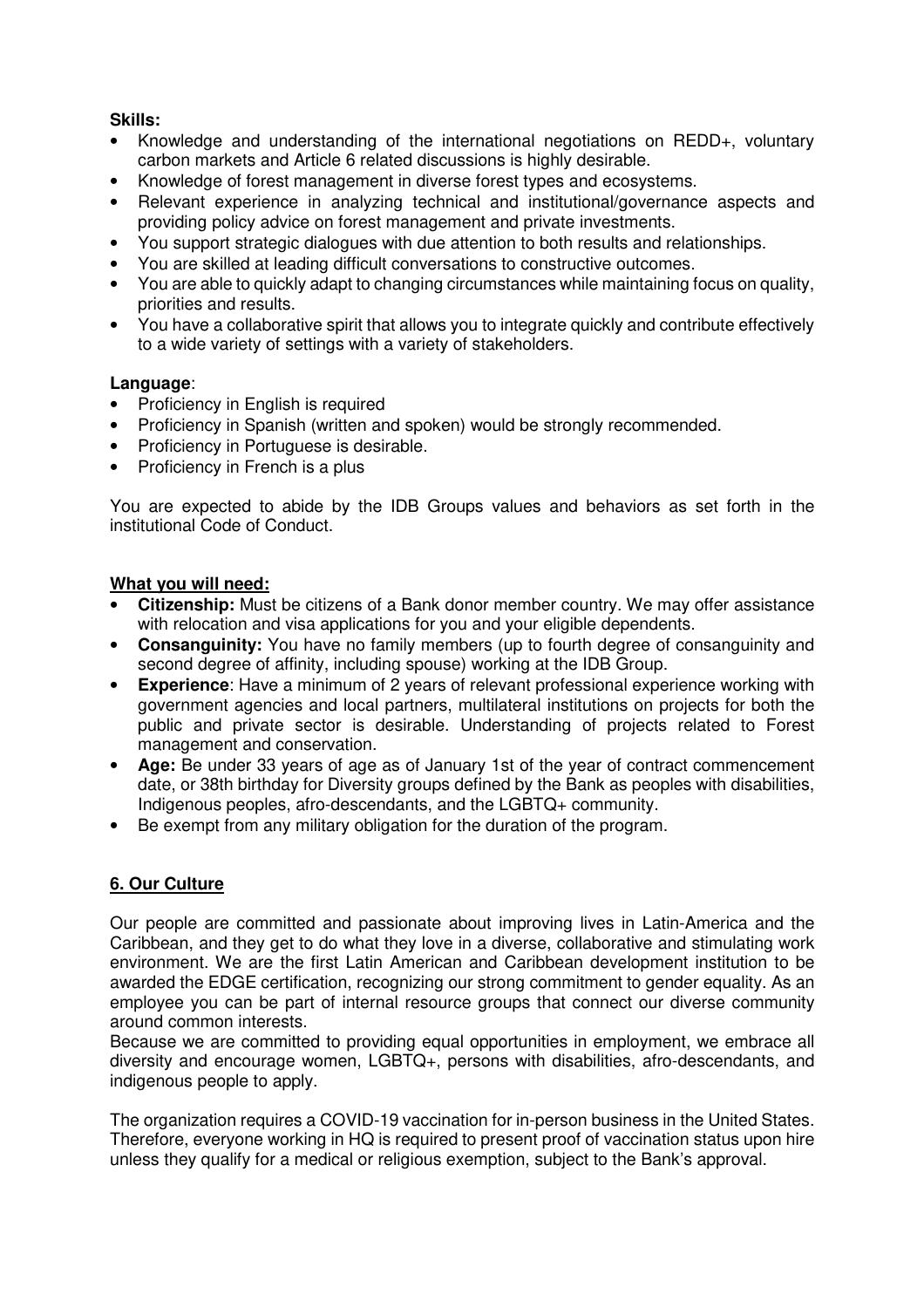**Skills:**

- Knowledge and understanding of the international negotiations on REDD+, voluntary carbon markets and Article 6 related discussions is highly desirable.
- Knowledge of forest management in diverse forest types and ecosystems.
- Relevant experience in analyzing technical and institutional/governance aspects and providing policy advice on forest management and private investments.
- You support strategic dialogues with due attention to both results and relationships.
- You are skilled at leading difficult conversations to constructive outcomes.
- You are able to quickly adapt to changing circumstances while maintaining focus on quality, priorities and results.
- You have a collaborative spirit that allows you to integrate quickly and contribute effectively to a wide variety of settings with a variety of stakeholders.

**Language**:

- Proficiency in English is required
- Proficiency in Spanish (written and spoken) would be strongly recommended.
- Proficiency in Portuguese is desirable.
- Proficiency in French is a plus

You are expected to abide by the IDB Groups values and behaviors as set forth in the institutional Code of Conduct.

**What you will need:**

- **Citizenship:** Must be citizens of a Bank donor member country. We may offer assistance with relocation and visa applications for you and your eligible dependents.
- **Consanguinity:** You have no family members (up to fourth degree of consanguinity and second degree of affinity, including spouse) working at the IDB Group.
- **Experience**: Have a minimum of 2 years of relevant professional experience working with government agencies and local partners, multilateral institutions on projects for both the public and private sector is desirable. Understanding of projects related to Forest management and conservation.
- **Age:** Be under 33 years of age as of January 1st of the year of contract commencement date, or 38th birthday for Diversity groups defined by the Bank as peoples with disabilities, Indigenous peoples, afro-descendants, and the LGBTQ+ community.
- Be exempt from any military obligation for the duration of the program.

## 6. Our Culture

Our people are committed and passionate about improving lives in Latin-America and the Caribbean, and they get to do what they love in a diverse, collaborative and stimulating work environment. We are the first Latin American and Caribbean development institution to be awarded the EDGE certification, recognizing our strong commitment to gender equality. As an employee you can be part of internal resource groups that connect our diverse community around common interests.

Because we are committed to providing equal opportunities in employment, we embrace all diversity and encourage women, LGBTQ+, persons with disabilities, afro-descendants, and indigenous people to apply.

The organization requires a COVID-19 vaccination for in-person business in the United States. Therefore, everyone working in HQ is required to present proof of vaccination status upon hire unless they qualify for a medical or religious exemption, subject to the Bank's approval.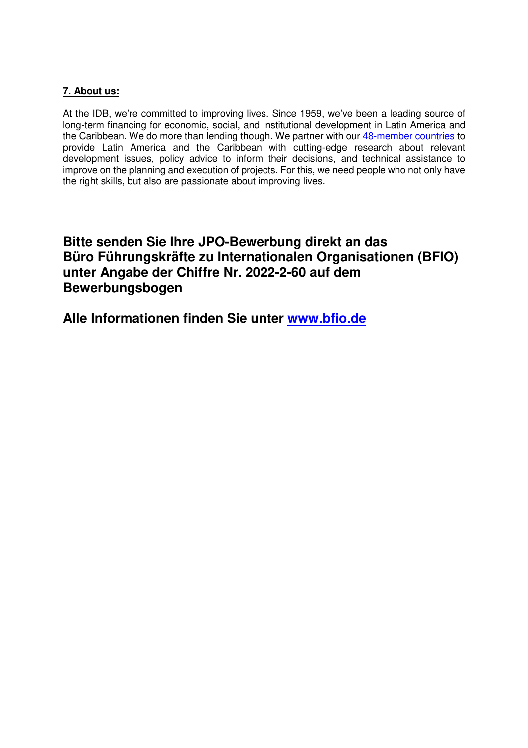**7. About us:**

At the IDB, we're committed to improving lives. Since 1959, we've been a leading source of long-term financing for economic, social, and institutional development in Latin America and the Caribbean. We do more than lending though. We partner with our 48-member countries to provide Latin America and the Caribbean with cutting-edge research about relevant development issues, policy advice to inform their decisions, and technical assistance to improve on the planning and execution of projects. For this, we need people who not only have the right skills, but also are passionate about improving lives.

## Bitte senden Sie Ihre JPO-Bewerbung direkt an das Büro Führungskräfte zu Internationalen Organisationen (BFIO) unter Angabe der Chiffre Nr. 2022-2-60 auf dem Bewerbungsbogen

## Alle Informationen finden Sie unter www.bfio.de